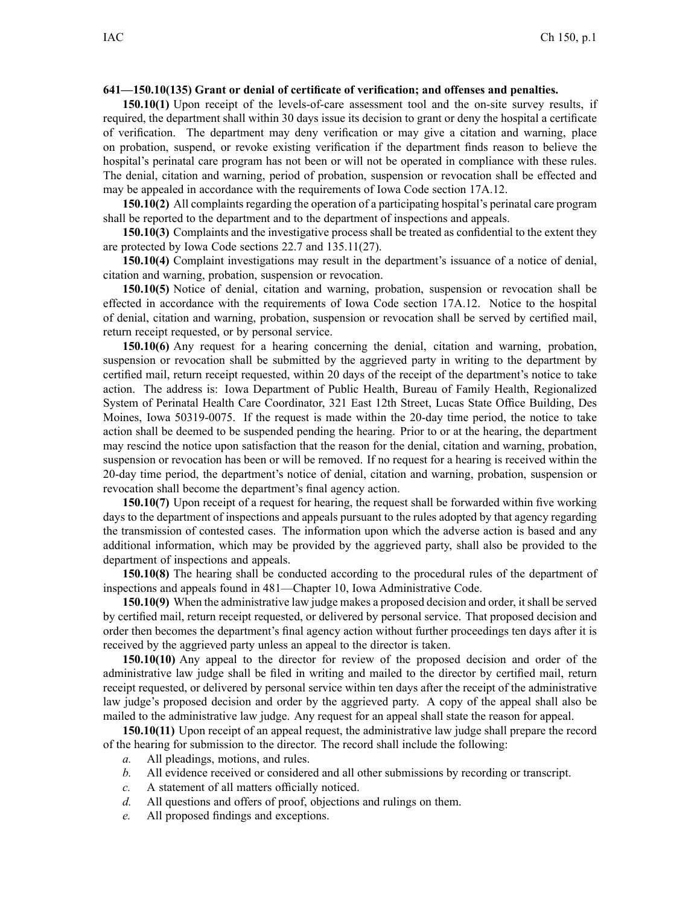**641—150.10(135) Grant or denial of certificate of verification; and offenses and penalties.**

**150.10(1)** Upon receipt of the levels-of-care assessment tool and the on-site survey results, if required, the department shall within 30 days issue its decision to grant or deny the hospital a certificate of verification. The department may deny verification or may give a citation and warning, place on probation, suspend, or revoke existing verification if the department finds reason to believe the hospital's perinatal care program has not been or will not be operated in compliance with these rules. The denial, citation and warning, period of probation, suspension or revocation shall be effected and may be appealed in accordance with the requirements of Iowa Code section 17A.12.

**150.10(2)** All complaints regarding the operation of a participating hospital's perinatal care program shall be reported to the department and to the department of inspections and appeals.

**150.10(3)** Complaints and the investigative process shall be treated as confidential to the extent they are protected by Iowa Code sections 22.7 and 135.11(27).

**150.10(4)** Complaint investigations may result in the department's issuance of a notice of denial, citation and warning, probation, suspension or revocation.

**150.10(5)** Notice of denial, citation and warning, probation, suspension or revocation shall be effected in accordance with the requirements of Iowa Code section 17A.12. Notice to the hospital of denial, citation and warning, probation, suspension or revocation shall be served by certified mail, return receipt requested, or by personal service.

**150.10(6)** Any request for a hearing concerning the denial, citation and warning, probation, suspension or revocation shall be submitted by the aggrieved party in writing to the department by certified mail, return receipt requested, within 20 days of the receipt of the department's notice to take action. The address is: Iowa Department of Public Health, Bureau of Family Health, Regionalized System of Perinatal Health Care Coordinator, 321 East 12th Street, Lucas State Office Building, Des Moines, Iowa 50319-0075. If the request is made within the 20-day time period, the notice to take action shall be deemed to be suspended pending the hearing. Prior to or at the hearing, the department may rescind the notice upon satisfaction that the reason for the denial, citation and warning, probation, suspension or revocation has been or will be removed. If no request for a hearing is received within the 20-day time period, the department's notice of denial, citation and warning, probation, suspension or revocation shall become the department's final agency action.

**150.10(7)** Upon receipt of a request for hearing, the request shall be forwarded within five working days to the department of inspections and appeals pursuant to the rules adopted by that agency regarding the transmission of contested cases. The information upon which the adverse action is based and any additional information, which may be provided by the aggrieved party, shall also be provided to the department of inspections and appeals.

**150.10(8)** The hearing shall be conducted according to the procedural rules of the department of inspections and appeals found in 481—Chapter 10, Iowa Administrative Code.

**150.10(9)** When the administrative law judge makes a proposed decision and order, it shall be served by certified mail, return receipt requested, or delivered by personal service. That proposed decision and order then becomes the department's final agency action without further proceedings ten days after it is received by the aggrieved party unless an appeal to the director is taken.

**150.10(10)** Any appeal to the director for review of the proposed decision and order of the administrative law judge shall be filed in writing and mailed to the director by certified mail, return receipt requested, or delivered by personal service within ten days after the receipt of the administrative law judge's proposed decision and order by the aggrieved party. A copy of the appeal shall also be mailed to the administrative law judge. Any request for an appeal shall state the reason for appeal.

**150.10(11)** Upon receipt of an appeal request, the administrative law judge shall prepare the record of the hearing for submission to the director. The record shall include the following:

*a.* All pleadings, motions, and rules.

*b.* All evidence received or considered and all other submissions by recording or transcript.

*c.* A statement of all matters officially noticed.

*d.* All questions and offers of proof, objections and rulings on them.

*e.* All proposed findings and exceptions.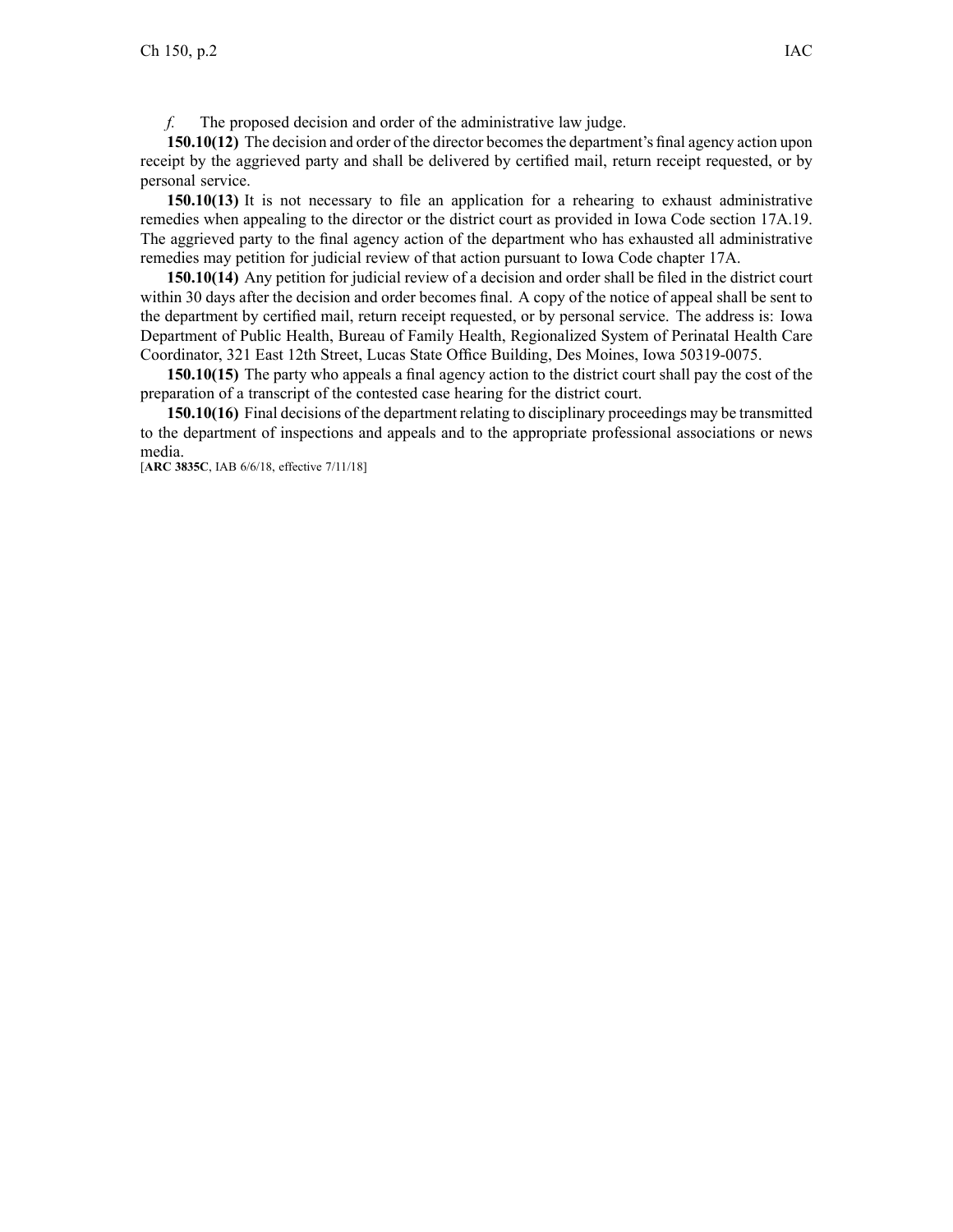*f.* The proposed decision and order of the administrative law judge.

**150.10(12)** The decision and order of the director becomes the department's final agency action upon receipt by the aggrieved party and shall be delivered by certified mail, return receipt requested, or by personal service.

**150.10(13)** It is not necessary to file an application for a rehearing to exhaust administrative remedies when appealing to the director or the district court as provided in Iowa Code section 17A.19. The aggrieved party to the final agency action of the department who has exhausted all administrative remedies may petition for judicial review of that action pursuant to Iowa Code chapter 17A.

**150.10(14)** Any petition for judicial review of a decision and order shall be filed in the district court within 30 days after the decision and order becomes final. A copy of the notice of appeal shall be sent to the department by certified mail, return receipt requested, or by personal service. The address is: Iowa Department of Public Health, Bureau of Family Health, Regionalized System of Perinatal Health Care Coordinator, 321 East 12th Street, Lucas State Office Building, Des Moines, Iowa 50319-0075.

**150.10(15)** The party who appeals a final agency action to the district court shall pay the cost of the preparation of a transcript of the contested case hearing for the district court.

**150.10(16)** Final decisions of the department relating to disciplinary proceedings may be transmitted to the department of inspections and appeals and to the appropriate professional associations or news media.

[**ARC 3835C**, IAB 6/6/18, effective 7/11/18]